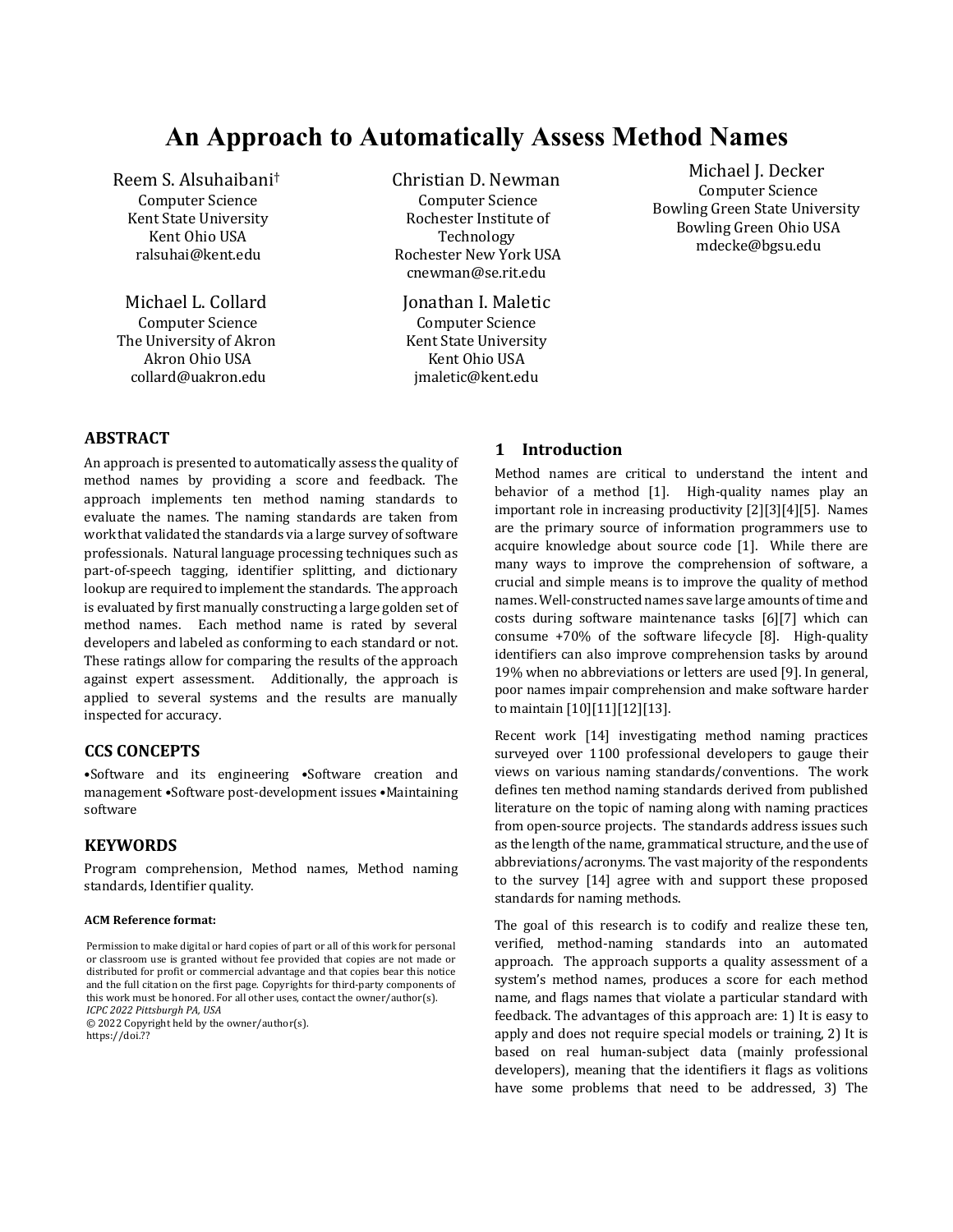# An Approach to Automatically Assess Method Names

Reem S. Alsuhaibani[†]
Computer Science
Kent State University
Kent Ohio USA
ralsuhai@kent.edu

Christian D. Newman
Computer Science
Rochester Institute of Technology
Rochester New York USA
cnewman@se.rit.edu

Michael J. Decker
Computer Science
Bowling Green State University
Bowling Green Ohio USA
mdecke@bgsu.edu

Michael L. Collard
Computer Science
The University of Akron
Akron Ohio USA
collard@uakron.edu

Jonathan I. Maletic
Computer Science
Kent State University
Kent Ohio USA
jmaletic@kent.edu

## ABSTRACT

An approach is presented to automatically assess the quality of method names by providing a score and feedback. The approach implements ten method naming standards to evaluate the names. The naming standards are taken from work that validated the standards via a large survey of software professionals. Natural language processing techniques such as part-of-speech tagging, identifier splitting, and dictionary lookup are required to implement the standards. The approach is evaluated by first manually constructing a large golden set of method names. Each method name is rated by several developers and labeled as conforming to each standard or not. These ratings allow for comparing the results of the approach against expert assessment. Additionally, the approach is applied to several systems and the results are manually inspected for accuracy.

## CCS CONCEPTS

•Software and its engineering •Software creation and management •Software post-development issues •Maintaining software

## KEYWORDS

Program comprehension, Method names, Method naming standards, Identifier quality.

#### ACM Reference format:

Permission to make digital or hard copies of part or all of this work for personal or classroom use is granted without fee provided that copies are not made or distributed for profit or commercial advantage and that copies bear this notice and the full citation on the first page. Copyrights for third-party components of this work must be honored. For all other uses, contact the owner/author(s).
*ICPC 2022 Pittsburgh PA, USA*
© 2022 Copyright held by the owner/author(s).
https://doi.??

## 1 Introduction

Method names are critical to understand the intent and behavior of a method [1]. High-quality names play an important role in increasing productivity [2][3][4][5]. Names are the primary source of information programmers use to acquire knowledge about source code [1]. While there are many ways to improve the comprehension of software, a crucial and simple means is to improve the quality of method names. Well-constructed names save large amounts of time and costs during software maintenance tasks [6][7] which can consume +70% of the software lifecycle [8]. High-quality identifiers can also improve comprehension tasks by around 19% when no abbreviations or letters are used [9]. In general, poor names impair comprehension and make software harder to maintain [10][11][12][13].

Recent work [14] investigating method naming practices surveyed over 1100 professional developers to gauge their views on various naming standards/conventions. The work defines ten method naming standards derived from published literature on the topic of naming along with naming practices from open-source projects. The standards address issues such as the length of the name, grammatical structure, and the use of abbreviations/acronyms. The vast majority of the respondents to the survey [14] agree with and support these proposed standards for naming methods.

The goal of this research is to codify and realize these ten, verified, method-naming standards into an automated approach. The approach supports a quality assessment of a system's method names, produces a score for each method name, and flags names that violate a particular standard with feedback. The advantages of this approach are: 1) It is easy to apply and does not require special models or training, 2) It is based on real human-subject data (mainly professional developers), meaning that the identifiers it flags as volitions have some problems that need to be addressed, 3) The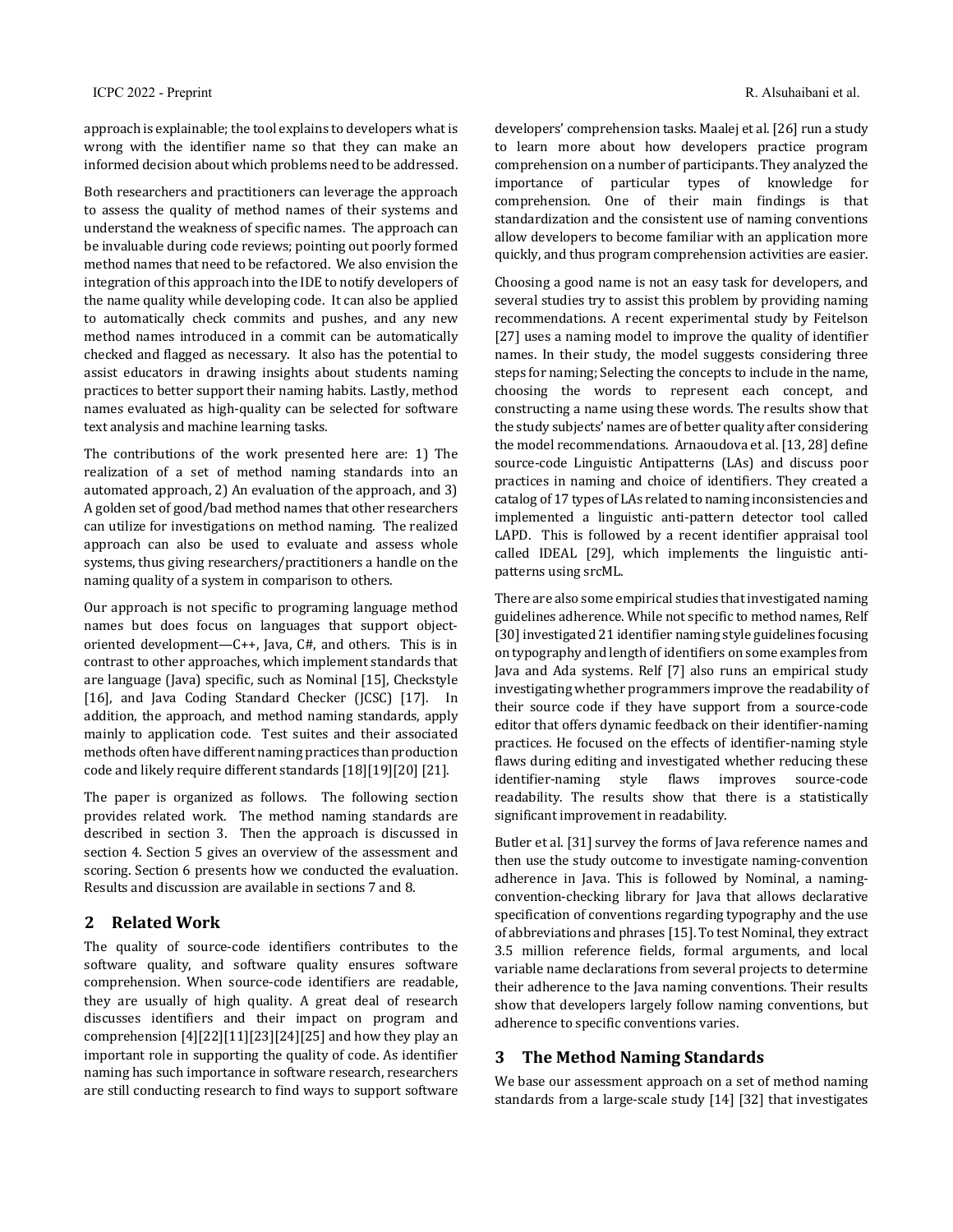approach is explainable; the tool explains to developers what is wrong with the identifier name so that they can make an informed decision about which problems need to be addressed.

Both researchers and practitioners can leverage the approach to assess the quality of method names of their systems and understand the weakness of specific names. The approach can be invaluable during code reviews; pointing out poorly formed method names that need to be refactored. We also envision the integration of this approach into the IDE to notify developers of the name quality while developing code. It can also be applied to automatically check commits and pushes, and any new method names introduced in a commit can be automatically checked and flagged as necessary. It also has the potential to assist educators in drawing insights about students naming practices to better support their naming habits. Lastly, method names evaluated as high-quality can be selected for software text analysis and machine learning tasks.

The contributions of the work presented here are: 1) The realization of a set of method naming standards into an automated approach, 2) An evaluation of the approach, and 3) A golden set of good/bad method names that other researchers can utilize for investigations on method naming. The realized approach can also be used to evaluate and assess whole systems, thus giving researchers/practitioners a handle on the naming quality of a system in comparison to others.

Our approach is not specific to programing language method names but does focus on languages that support object-oriented development—C++, Java, C#, and others. This is in contrast to other approaches, which implement standards that are language (Java) specific, such as Nominal [15], Checkstyle [16], and Java Coding Standard Checker (JCSC) [17]. In addition, the approach, and method naming standards, apply mainly to application code. Test suites and their associated methods often have different naming practices than production code and likely require different standards [18][19][20] [21].

The paper is organized as follows. The following section provides related work. The method naming standards are described in section 3. Then the approach is discussed in section 4. Section 5 gives an overview of the assessment and scoring. Section 6 presents how we conducted the evaluation. Results and discussion are available in sections 7 and 8.

## 2 Related Work

The quality of source-code identifiers contributes to the software quality, and software quality ensures software comprehension. When source-code identifiers are readable, they are usually of high quality. A great deal of research discusses identifiers and their impact on program and comprehension [4][22][11][23][24][25] and how they play an important role in supporting the quality of code. As identifier naming has such importance in software research, researchers are still conducting research to find ways to support software developers' comprehension tasks. Maalej et al. [26] run a study to learn more about how developers practice program comprehension on a number of participants. They analyzed the importance of particular types of knowledge for comprehension. One of their main findings is that standardization and the consistent use of naming conventions allow developers to become familiar with an application more quickly, and thus program comprehension activities are easier.

Choosing a good name is not an easy task for developers, and several studies try to assist this problem by providing naming recommendations. A recent experimental study by Feitelson [27] uses a naming model to improve the quality of identifier names. In their study, the model suggests considering three steps for naming; Selecting the concepts to include in the name, choosing the words to represent each concept, and constructing a name using these words. The results show that the study subjects' names are of better quality after considering the model recommendations. Arnaoudova et al. [13, 28] define source-code Linguistic Antipatterns (LAs) and discuss poor practices in naming and choice of identifiers. They created a catalog of 17 types of LAs related to naming inconsistencies and implemented a linguistic anti-pattern detector tool called LAPD. This is followed by a recent identifier appraisal tool called IDEAL [29], which implements the linguistic anti-patterns using srcML.

There are also some empirical studies that investigated naming guidelines adherence. While not specific to method names, Relf [30] investigated 21 identifier naming style guidelines focusing on typography and length of identifiers on some examples from Java and Ada systems. Relf [7] also runs an empirical study investigating whether programmers improve the readability of their source code if they have support from a source-code editor that offers dynamic feedback on their identifier-naming practices. He focused on the effects of identifier-naming style flaws during editing and investigated whether reducing these identifier-naming style flaws improves source-code readability. The results show that there is a statistically significant improvement in readability.

Butler et al. [31] survey the forms of Java reference names and then use the study outcome to investigate naming-convention adherence in Java. This is followed by Nominal, a naming-convention-checking library for Java that allows declarative specification of conventions regarding typography and the use of abbreviations and phrases [15]. To test Nominal, they extract 3.5 million reference fields, formal arguments, and local variable name declarations from several projects to determine their adherence to the Java naming conventions. Their results show that developers largely follow naming conventions, but adherence to specific conventions varies.

## 3 The Method Naming Standards

We base our assessment approach on a set of method naming standards from a large-scale study [14] [32] that investigates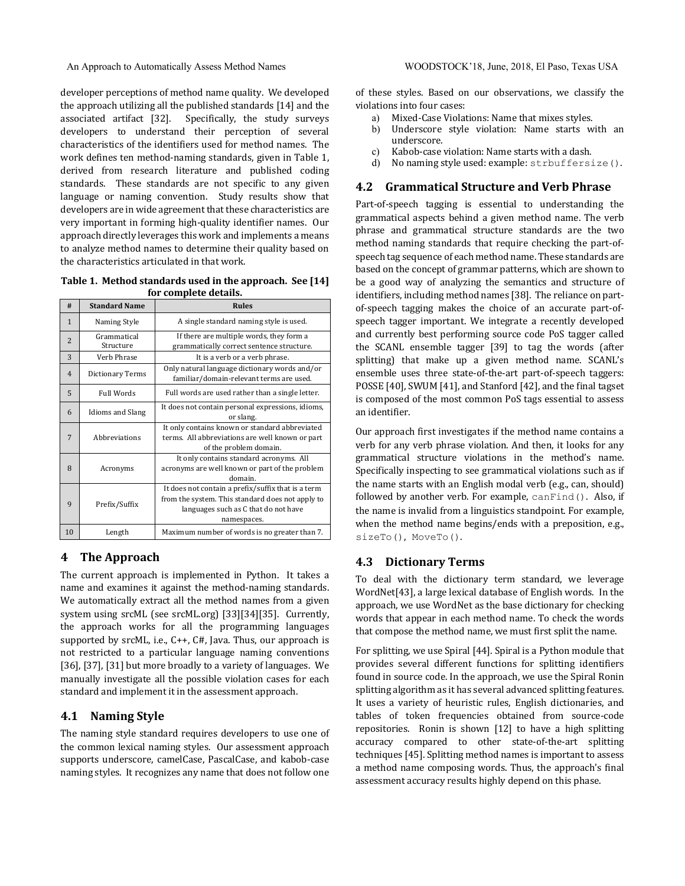developer perceptions of method name quality. We developed the approach utilizing all the published standards [14] and the associated artifact [32]. Specifically, the study surveys developers to understand their perception of several characteristics of the identifiers used for method names. The work defines ten method-naming standards, given in Table 1, derived from research literature and published coding standards. These standards are not specific to any given language or naming convention. Study results show that developers are in wide agreement that these characteristics are very important in forming high-quality identifier names. Our approach directly leverages this work and implements a means to analyze method names to determine their quality based on the characteristics articulated in that work.

**Table 1. Method standards used in the approach. See [14] for complete details.**

| # | Standard Name | Rules |
|---|---|---|
| 1 | Naming Style | A single standard naming style is used. |
| 2 | Grammatical Structure | If there are multiple words, they form a grammatically correct sentence structure. |
| 3 | Verb Phrase | It is a verb or a verb phrase. |
| 4 | Dictionary Terms | Only natural language dictionary words and/or familiar/domain-relevant terms are used. |
| 5 | Full Words | Full words are used rather than a single letter. |
| 6 | Idioms and Slang | It does not contain personal expressions, idioms, or slang. |
| 7 | Abbreviations | It only contains known or standard abbreviated terms. All abbreviations are well known or part of the problem domain. |
| 8 | Acronyms | It only contains standard acronyms. All acronyms are well known or part of the problem domain. |
| 9 | Prefix/Suffix | It does not contain a prefix/suffix that is a term from the system. This standard does not apply to languages such as C that do not have namespaces. |
| 10 | Length | Maximum number of words is no greater than 7. |

## 4 The Approach

The current approach is implemented in Python. It takes a name and examines it against the method-naming standards. We automatically extract all the method names from a given system using srcML (see srcML.org) [33][34][35]. Currently, the approach works for all the programming languages supported by srcML, i.e., C++, C#, Java. Thus, our approach is not restricted to a particular language naming conventions [36], [37], [31] but more broadly to a variety of languages. We manually investigate all the possible violation cases for each standard and implement it in the assessment approach.

### 4.1 Naming Style

The naming style standard requires developers to use one of the common lexical naming styles. Our assessment approach supports underscore, camelCase, PascalCase, and kabob-case naming styles. It recognizes any name that does not follow one of these styles. Based on our observations, we classify the violations into four cases:

a) Mixed-Case Violations: Name that mixes styles.
b) Underscore style violation: Name starts with an underscore.
c) Kabob-case violation: Name starts with a dash.
d) No naming style used: example: `strbuffersize()`.

### 4.2 Grammatical Structure and Verb Phrase

Part-of-speech tagging is essential to understanding the grammatical aspects behind a given method name. The verb phrase and grammatical structure standards are the two method naming standards that require checking the part-of-speech tag sequence of each method name. These standards are based on the concept of grammar patterns, which are shown to be a good way of analyzing the semantics and structure of identifiers, including method names [38]. The reliance on part-of-speech tagging makes the choice of an accurate part-of-speech tagger important. We integrate a recently developed and currently best performing source code PoS tagger called the SCANL ensemble tagger [39] to tag the words (after splitting) that make up a given method name. SCANL's ensemble uses three state-of-the-art part-of-speech taggers: POSSE [40], SWUM [41], and Stanford [42], and the final tagset is composed of the most common PoS tags essential to assess an identifier.

Our approach first investigates if the method name contains a verb for any verb phrase violation. And then, it looks for any grammatical structure violations in the method's name. Specifically inspecting to see grammatical violations such as if the name starts with an English modal verb (e.g., can, should) followed by another verb. For example, `canFind()`. Also, if the name is invalid from a linguistics standpoint. For example, when the method name begins/ends with a preposition, e.g., `sizeTo()`, `MoveTo()`.

### 4.3 Dictionary Terms

To deal with the dictionary term standard, we leverage WordNet[43], a large lexical database of English words. In the approach, we use WordNet as the base dictionary for checking words that appear in each method name. To check the words that compose the method name, we must first split the name.

For splitting, we use Spiral [44]. Spiral is a Python module that provides several different functions for splitting identifiers found in source code. In the approach, we use the Spiral Ronin splitting algorithm as it has several advanced splitting features. It uses a variety of heuristic rules, English dictionaries, and tables of token frequencies obtained from source-code repositories. Ronin is shown [12] to have a high splitting accuracy compared to other state-of-the-art splitting techniques [45]. Splitting method names is important to assess a method name composing words. Thus, the approach's final assessment accuracy results highly depend on this phase.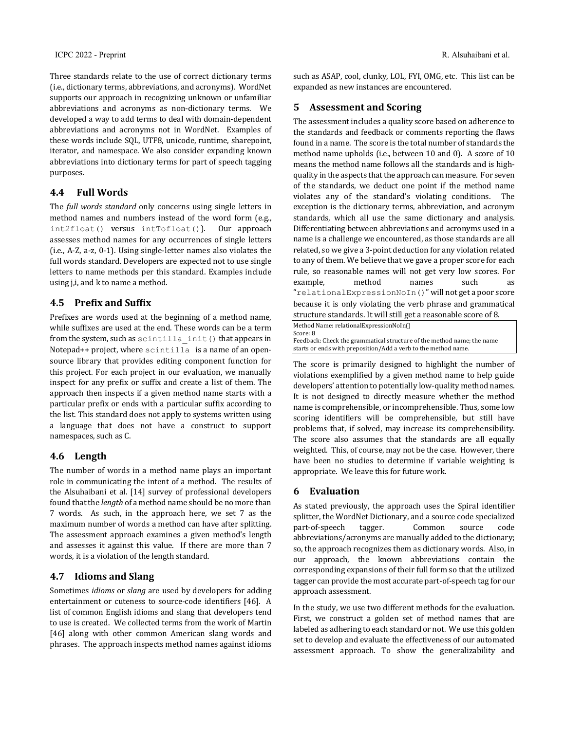Three standards relate to the use of correct dictionary terms (i.e., dictionary terms, abbreviations, and acronyms). WordNet supports our approach in recognizing unknown or unfamiliar abbreviations and acronyms as non-dictionary terms. We developed a way to add terms to deal with domain-dependent abbreviations and acronyms not in WordNet. Examples of these words include SQL, UTF8, unicode, runtime, sharepoint, iterator, and namespace. We also consider expanding known abbreviations into dictionary terms for part of speech tagging purposes.

### 4.4 Full Words

The *full words standard* only concerns using single letters in method names and numbers instead of the word form (e.g., `int2float()` versus `intTofloat()`). Our approach assesses method names for any occurrences of single letters (i.e., A-Z, a-z, 0-1). Using single-letter names also violates the full words standard. Developers are expected not to use single letters to name methods per this standard. Examples include using j,i, and k to name a method.

### 4.5 Prefix and Suffix

Prefixes are words used at the beginning of a method name, while suffixes are used at the end. These words can be a term from the system, such as `scintilla_init()` that appears in Notepad++ project, where `scintilla` is a name of an open-source library that provides editing component function for this project. For each project in our evaluation, we manually inspect for any prefix or suffix and create a list of them. The approach then inspects if a given method name starts with a particular prefix or ends with a particular suffix according to the list. This standard does not apply to systems written using a language that does not have a construct to support namespaces, such as C.

### 4.6 Length

The number of words in a method name plays an important role in communicating the intent of a method. The results of the Alsuhaibani et al. [14] survey of professional developers found that the *length* of a method name should be no more than 7 words. As such, in the approach here, we set 7 as the maximum number of words a method can have after splitting. The assessment approach examines a given method's length and assesses it against this value. If there are more than 7 words, it is a violation of the length standard.

### 4.7 Idioms and Slang

Sometimes *idioms* or *slang* are used by developers for adding entertainment or cuteness to source-code identifiers [46]. A list of common English idioms and slang that developers tend to use is created. We collected terms from the work of Martin [46] along with other common American slang words and phrases. The approach inspects method names against idioms such as ASAP, cool, clunky, LOL, FYI, OMG, etc. This list can be expanded as new instances are encountered.

## 5 Assessment and Scoring

The assessment includes a quality score based on adherence to the standards and feedback or comments reporting the flaws found in a name. The score is the total number of standards the method name upholds (i.e., between 10 and 0). A score of 10 means the method name follows all the standards and is high-quality in the aspects that the approach can measure. For seven of the standards, we deduct one point if the method name violates any of the standard's violating conditions. The exception is the dictionary terms, abbreviation, and acronym standards, which all use the same dictionary and analysis. Differentiating between abbreviations and acronyms used in a name is a challenge we encountered, as those standards are all related, so we give a 3-point deduction for any violation related to any of them. We believe that we gave a proper score for each rule, so reasonable names will not get very low scores. For example, method names such as "`relationalExpressionNoIn()`" will not get a poor score because it is only violating the verb phrase and grammatical structure standards. It will still get a reasonable score of 8.

```
Method Name: relationalExpressionNoIn()
Score: 8
Feedback: Check the grammatical structure of the method name; the name
starts or ends with preposition/Add a verb to the method name.
```

The score is primarily designed to highlight the number of violations exemplified by a given method name to help guide developers' attention to potentially low-quality method names. It is not designed to directly measure whether the method name is comprehensible, or incomprehensible. Thus, some low scoring identifiers will be comprehensible, but still have problems that, if solved, may increase its comprehensibility. The score also assumes that the standards are all equally weighted. This, of course, may not be the case. However, there have been no studies to determine if variable weighting is appropriate. We leave this for future work.

## 6 Evaluation

As stated previously, the approach uses the Spiral identifier splitter, the WordNet Dictionary, and a source code specialized part-of-speech tagger. Common source code abbreviations/acronyms are manually added to the dictionary; so, the approach recognizes them as dictionary words. Also, in our approach, the known abbreviations contain the corresponding expansions of their full form so that the utilized tagger can provide the most accurate part-of-speech tag for our approach assessment.

In the study, we use two different methods for the evaluation. First, we construct a golden set of method names that are labeled as adhering to each standard or not. We use this golden set to develop and evaluate the effectiveness of our automated assessment approach. To show the generalizability and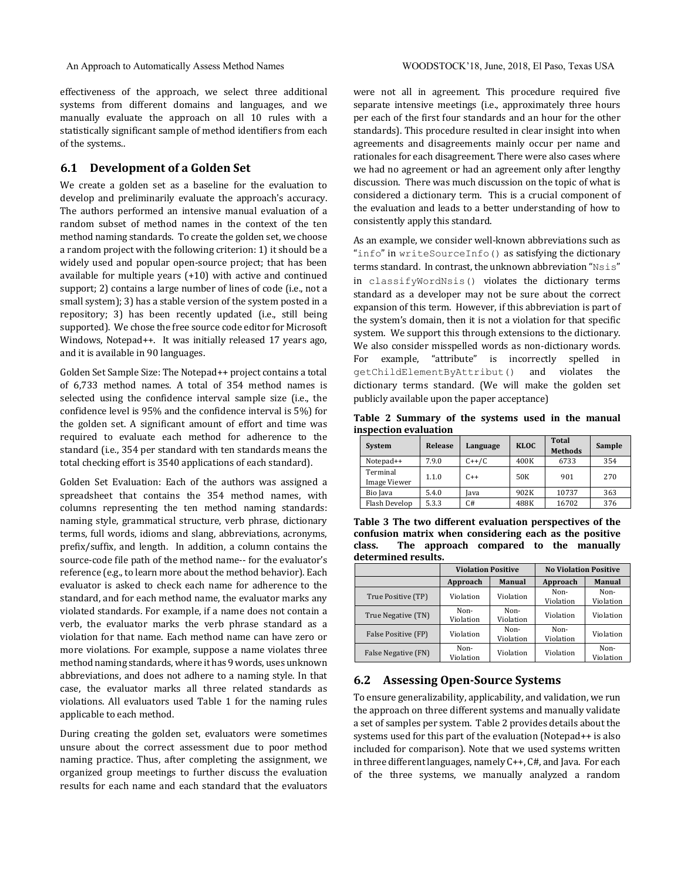effectiveness of the approach, we select three additional systems from different domains and languages, and we manually evaluate the approach on all 10 rules with a statistically significant sample of method identifiers from each of the systems..

## 6.1 Development of a Golden Set

We create a golden set as a baseline for the evaluation to develop and preliminarily evaluate the approach's accuracy. The authors performed an intensive manual evaluation of a random subset of method names in the context of the ten method naming standards. To create the golden set, we choose a random project with the following criterion: 1) it should be a widely used and popular open-source project; that has been available for multiple years (+10) with active and continued support; 2) contains a large number of lines of code (i.e., not a small system); 3) has a stable version of the system posted in a repository; 3) has been recently updated (i.e., still being supported). We chose the free source code editor for Microsoft Windows, Notepad++. It was initially released 17 years ago, and it is available in 90 languages.

Golden Set Sample Size: The Notepad++ project contains a total of 6,733 method names. A total of 354 method names is selected using the confidence interval sample size (i.e., the confidence level is 95% and the confidence interval is 5%) for the golden set. A significant amount of effort and time was required to evaluate each method for adherence to the standard (i.e., 354 per standard with ten standards means the total checking effort is 3540 applications of each standard).

Golden Set Evaluation: Each of the authors was assigned a spreadsheet that contains the 354 method names, with columns representing the ten method naming standards: naming style, grammatical structure, verb phrase, dictionary terms, full words, idioms and slang, abbreviations, acronyms, prefix/suffix, and length. In addition, a column contains the source-code file path of the method name-- for the evaluator's reference (e.g., to learn more about the method behavior). Each evaluator is asked to check each name for adherence to the standard, and for each method name, the evaluator marks any violated standards. For example, if a name does not contain a verb, the evaluator marks the verb phrase standard as a violation for that name. Each method name can have zero or more violations. For example, suppose a name violates three method naming standards, where it has 9 words, uses unknown abbreviations, and does not adhere to a naming style. In that case, the evaluator marks all three related standards as violations. All evaluators used Table 1 for the naming rules applicable to each method.

During creating the golden set, evaluators were sometimes unsure about the correct assessment due to poor method naming practice. Thus, after completing the assignment, we organized group meetings to further discuss the evaluation results for each name and each standard that the evaluators were not all in agreement. This procedure required five separate intensive meetings (i.e., approximately three hours per each of the first four standards and an hour for the other standards). This procedure resulted in clear insight into when agreements and disagreements mainly occur per name and rationales for each disagreement. There were also cases where we had no agreement or had an agreement only after lengthy discussion. There was much discussion on the topic of what is considered a dictionary term. This is a crucial component of the evaluation and leads to a better understanding of how to consistently apply this standard.

As an example, we consider well-known abbreviations such as "`info`" in `writeSourceInfo()` as satisfying the dictionary terms standard. In contrast, the unknown abbreviation "`Nsis`" in `classifyWordNsis()` violates the dictionary terms standard as a developer may not be sure about the correct expansion of this term. However, if this abbreviation is part of the system's domain, then it is not a violation for that specific system. We support this through extensions to the dictionary. We also consider misspelled words as non-dictionary words. For example, "attribute" is incorrectly spelled in `getChildElementByAttribut()` and violates the dictionary terms standard. (We will make the golden set publicly available upon the paper acceptance)

**Table 2 Summary of the systems used in the manual inspection evaluation**

| System | Release | Language | KLOC | Total Methods | Sample |
|---|---|---|---|---|---|
| Notepad++ | 7.9.0 | C++/C | 400K | 6733 | 354 |
| Terminal Image Viewer | 1.1.0 | C++ | 50K | 901 | 270 |
| Bio Java | 5.4.0 | Java | 902K | 10737 | 363 |
| Flash Develop | 5.3.3 | C# | 488K | 16702 | 376 |

**Table 3 The two different evaluation perspectives of the confusion matrix when considering each as the positive class. The approach compared to the manually determined results.**

| | Violation Positive | | No Violation Positive | |
|---|---|---|---|---|
| | Approach | Manual | Approach | Manual |
| True Positive (TP) | Violation | Violation | Non-Violation | Non-Violation |
| True Negative (TN) | Non-Violation | Non-Violation | Violation | Violation |
| False Positive (FP) | Violation | Non-Violation | Non-Violation | Violation |
| False Negative (FN) | Non-Violation | Violation | Violation | Non-Violation |

## 6.2 Assessing Open-Source Systems

To ensure generalizability, applicability, and validation, we run the approach on three different systems and manually validate a set of samples per system. Table 2 provides details about the systems used for this part of the evaluation (Notepad++ is also included for comparison). Note that we used systems written in three different languages, namely C++, C#, and Java. For each of the three systems, we manually analyzed a random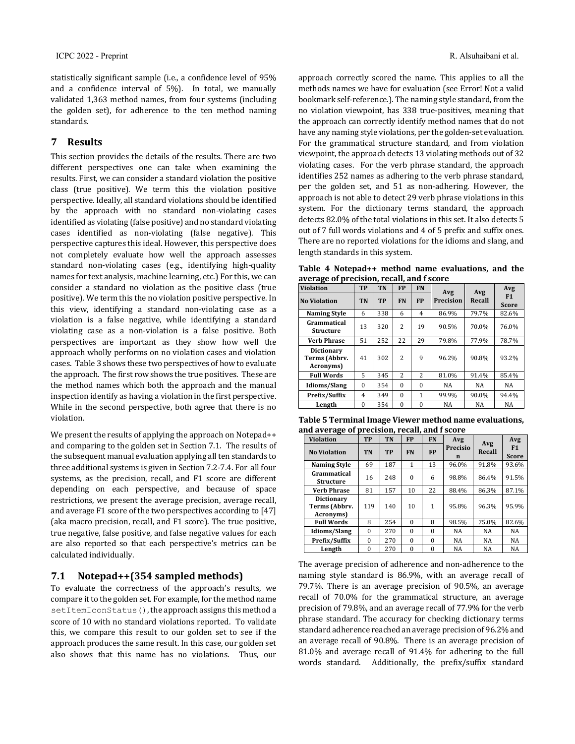statistically significant sample (i.e., a confidence level of 95% and a confidence interval of 5%). In total, we manually validated 1,363 method names, from four systems (including the golden set), for adherence to the ten method naming standards.

# 7 Results

This section provides the details of the results. There are two different perspectives one can take when examining the results. First, we can consider a standard violation the positive class (true positive). We term this the violation positive perspective. Ideally, all standard violations should be identified by the approach with no standard non-violating cases identified as violating (false positive) and no standard violating cases identified as non-violating (false negative). This perspective captures this ideal. However, this perspective does not completely evaluate how well the approach assesses standard non-violating cases (e.g., identifying high-quality names for text analysis, machine learning, etc.) For this, we can consider a standard no violation as the positive class (true positive). We term this the no violation positive perspective. In this view, identifying a standard non-violating case as a violation is a false negative, while identifying a standard violating case as a non-violation is a false positive. Both perspectives are important as they show how well the approach wholly performs on no violation cases and violation cases. Table 3 shows these two perspectives of how to evaluate the approach. The first row shows the true positives. These are the method names which both the approach and the manual inspection identify as having a violation in the first perspective. While in the second perspective, both agree that there is no violation.

We present the results of applying the approach on Notepad++ and comparing to the golden set in Section 7.1. The results of the subsequent manual evaluation applying all ten standards to three additional systems is given in Section 7.2-7.4. For all four systems, as the precision, recall, and F1 score are different depending on each perspective, and because of space restrictions, we present the average precision, average recall, and average F1 score of the two perspectives according to [47] (aka macro precision, recall, and F1 score). The true positive, true negative, false positive, and false negative values for each are also reported so that each perspective's metrics can be calculated individually.

## 7.1 Notepad++(354 sampled methods)

To evaluate the correctness of the approach's results, we compare it to the golden set. For example, for the method name `setItemIconStatus()`, the approach assigns this method a score of 10 with no standard violations reported. To validate this, we compare this result to our golden set to see if the approach produces the same result. In this case, our golden set also shows that this name has no violations. Thus, our approach correctly scored the name. This applies to all the methods names we have for evaluation (see Error! Not a valid bookmark self-reference.). The naming style standard, from the no violation viewpoint, has 338 true-positives, meaning that the approach can correctly identify method names that do not have any naming style violations, per the golden-set evaluation. For the grammatical structure standard, and from violation viewpoint, the approach detects 13 violating methods out of 32 violating cases. For the verb phrase standard, the approach identifies 252 names as adhering to the verb phrase standard, per the golden set, and 51 as non-adhering. However, the approach is not able to detect 29 verb phrase violations in this system. For the dictionary terms standard, the approach detects 82.0% of the total violations in this set. It also detects 5 out of 7 full words violations and 4 of 5 prefix and suffix ones. There are no reported violations for the idioms and slang, and length standards in this system.

**Table 4 Notepad++ method name evaluations, and the average of precision, recall, and f score**

| Violation | TP | TN | FP | FN | Avg Precision | Avg Recall | Avg F1 Score |
|---|---|---|---|---|---|---|---|
| No Violation | TN | TP | FN | FP | | | |
| Naming Style | 6 | 338 | 6 | 4 | 86.9% | 79.7% | 82.6% |
| Grammatical Structure | 13 | 320 | 2 | 19 | 90.5% | 70.0% | 76.0% |
| Verb Phrase | 51 | 252 | 22 | 29 | 79.8% | 77.9% | 78.7% |
| Dictionary Terms (Abbrv. Acronyms) | 41 | 302 | 2 | 9 | 96.2% | 90.8% | 93.2% |
| Full Words | 5 | 345 | 2 | 2 | 81.0% | 91.4% | 85.4% |
| Idioms/Slang | 0 | 354 | 0 | 0 | NA | NA | NA |
| Prefix/Suffix | 4 | 349 | 0 | 1 | 99.9% | 90.0% | 94.4% |
| Length | 0 | 354 | 0 | 0 | NA | NA | NA |

**Table 5 Terminal Image Viewer method name evaluations, and average of precision, recall, and f score**

| Violation | TP | TN | FP | FN | Avg Precision | Avg Recall | Avg F1 Score |
|---|---|---|---|---|---|---|---|
| No Violation | TN | TP | FN | FP | | | |
| Naming Style | 69 | 187 | 1 | 13 | 96.0% | 91.8% | 93.6% |
| Grammatical Structure | 16 | 248 | 0 | 6 | 98.8% | 86.4% | 91.5% |
| Verb Phrase | 81 | 157 | 10 | 22 | 88.4% | 86.3% | 87.1% |
| Dictionary Terms (Abbrv. Acronyms) | 119 | 140 | 10 | 1 | 95.8% | 96.3% | 95.9% |
| Full Words | 8 | 254 | 0 | 8 | 98.5% | 75.0% | 82.6% |
| Idioms/Slang | 0 | 270 | 0 | 0 | NA | NA | NA |
| Prefix/Suffix | 0 | 270 | 0 | 0 | NA | NA | NA |
| Length | 0 | 270 | 0 | 0 | NA | NA | NA |

The average precision of adherence and non-adherence to the naming style standard is 86.9%, with an average recall of 79.7%. There is an average precision of 90.5%, an average recall of 70.0% for the grammatical structure, an average precision of 79.8%, and an average recall of 77.9% for the verb phrase standard. The accuracy for checking dictionary terms standard adherence reached an average precision of 96.2% and an average recall of 90.8%. There is an average precision of 81.0% and average recall of 91.4% for adhering to the full words standard. Additionally, the prefix/suffix standard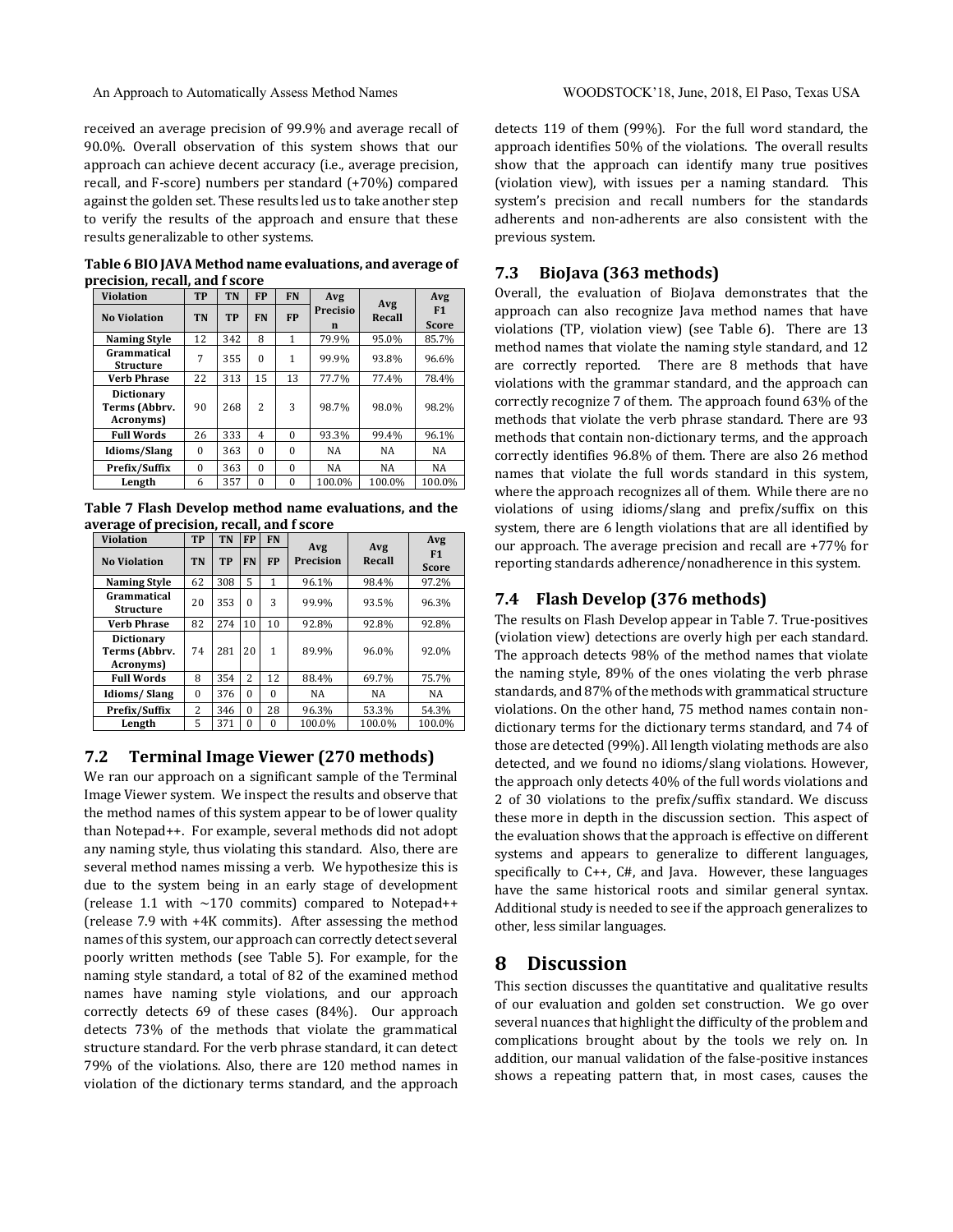received an average precision of 99.9% and average recall of 90.0%. Overall observation of this system shows that our approach can achieve decent accuracy (i.e., average precision, recall, and F-score) numbers per standard (+70%) compared against the golden set. These results led us to take another step to verify the results of the approach and ensure that these results generalizable to other systems.

**Table 6 BIO JAVA Method name evaluations, and average of precision, recall, and f score**

| Violation | TP | TN | FP | FN | Avg Precision | Avg Recall | Avg F1 Score |
|---|---|---|---|---|---|---|---|
| No Violation | TN | TP | FN | FP | | | |
| Naming Style | 12 | 342 | 8 | 1 | 79.9% | 95.0% | 85.7% |
| Grammatical Structure | 7 | 355 | 0 | 1 | 99.9% | 93.8% | 96.6% |
| Verb Phrase | 22 | 313 | 15 | 13 | 77.7% | 77.4% | 78.4% |
| Dictionary Terms (Abbrv. Acronyms) | 90 | 268 | 2 | 3 | 98.7% | 98.0% | 98.2% |
| Full Words | 26 | 333 | 4 | 0 | 93.3% | 99.4% | 96.1% |
| Idioms/Slang | 0 | 363 | 0 | 0 | NA | NA | NA |
| Prefix/Suffix | 0 | 363 | 0 | 0 | NA | NA | NA |
| Length | 6 | 357 | 0 | 0 | 100.0% | 100.0% | 100.0% |

**Table 7 Flash Develop method name evaluations, and the average of precision, recall, and f score**

| Violation | TP | TN | FP | FN | Avg Precision | Avg Recall | Avg F1 Score |
|---|---|---|---|---|---|---|---|
| No Violation | TN | TP | FN | FP | | | |
| Naming Style | 62 | 308 | 5 | 1 | 96.1% | 98.4% | 97.2% |
| Grammatical Structure | 20 | 353 | 0 | 3 | 99.9% | 93.5% | 96.3% |
| Verb Phrase | 82 | 274 | 10 | 10 | 92.8% | 92.8% | 92.8% |
| Dictionary Terms (Abbrv. Acronyms) | 74 | 281 | 20 | 1 | 89.9% | 96.0% | 92.0% |
| Full Words | 8 | 354 | 2 | 12 | 88.4% | 69.7% | 75.7% |
| Idioms/ Slang | 0 | 376 | 0 | 0 | NA | NA | NA |
| Prefix/Suffix | 2 | 346 | 0 | 28 | 96.3% | 53.3% | 54.3% |
| Length | 5 | 371 | 0 | 0 | 100.0% | 100.0% | 100.0% |

## 7.2 Terminal Image Viewer (270 methods)

We ran our approach on a significant sample of the Terminal Image Viewer system. We inspect the results and observe that the method names of this system appear to be of lower quality than Notepad++. For example, several methods did not adopt any naming style, thus violating this standard. Also, there are several method names missing a verb. We hypothesize this is due to the system being in an early stage of development (release 1.1 with ~170 commits) compared to Notepad++ (release 7.9 with +4K commits). After assessing the method names of this system, our approach can correctly detect several poorly written methods (see Table 5). For example, for the naming style standard, a total of 82 of the examined method names have naming style violations, and our approach correctly detects 69 of these cases (84%). Our approach detects 73% of the methods that violate the grammatical structure standard. For the verb phrase standard, it can detect 79% of the violations. Also, there are 120 method names in violation of the dictionary terms standard, and the approach detects 119 of them (99%). For the full word standard, the approach identifies 50% of the violations. The overall results show that the approach can identify many true positives (violation view), with issues per a naming standard. This system's precision and recall numbers for the standards adherents and non-adherents are also consistent with the previous system.

## 7.3 BioJava (363 methods)

Overall, the evaluation of BioJava demonstrates that the approach can also recognize Java method names that have violations (TP, violation view) (see Table 6). There are 13 method names that violate the naming style standard, and 12 are correctly reported. There are 8 methods that have violations with the grammar standard, and the approach can correctly recognize 7 of them. The approach found 63% of the methods that violate the verb phrase standard. There are 93 methods that contain non-dictionary terms, and the approach correctly identifies 96.8% of them. There are also 26 method names that violate the full words standard in this system, where the approach recognizes all of them. While there are no violations of using idioms/slang and prefix/suffix on this system, there are 6 length violations that are all identified by our approach. The average precision and recall are +77% for reporting standards adherence/nonadherence in this system.

## 7.4 Flash Develop (376 methods)

The results on Flash Develop appear in Table 7. True-positives (violation view) detections are overly high per each standard. The approach detects 98% of the method names that violate the naming style, 89% of the ones violating the verb phrase standards, and 87% of the methods with grammatical structure violations. On the other hand, 75 method names contain non-dictionary terms for the dictionary terms standard, and 74 of those are detected (99%). All length violating methods are also detected, and we found no idioms/slang violations. However, the approach only detects 40% of the full words violations and 2 of 30 violations to the prefix/suffix standard. We discuss these more in depth in the discussion section. This aspect of the evaluation shows that the approach is effective on different systems and appears to generalize to different languages, specifically to C++, C#, and Java. However, these languages have the same historical roots and similar general syntax. Additional study is needed to see if the approach generalizes to other, less similar languages.

# 8 Discussion

This section discusses the quantitative and qualitative results of our evaluation and golden set construction. We go over several nuances that highlight the difficulty of the problem and complications brought about by the tools we rely on. In addition, our manual validation of the false-positive instances shows a repeating pattern that, in most cases, causes the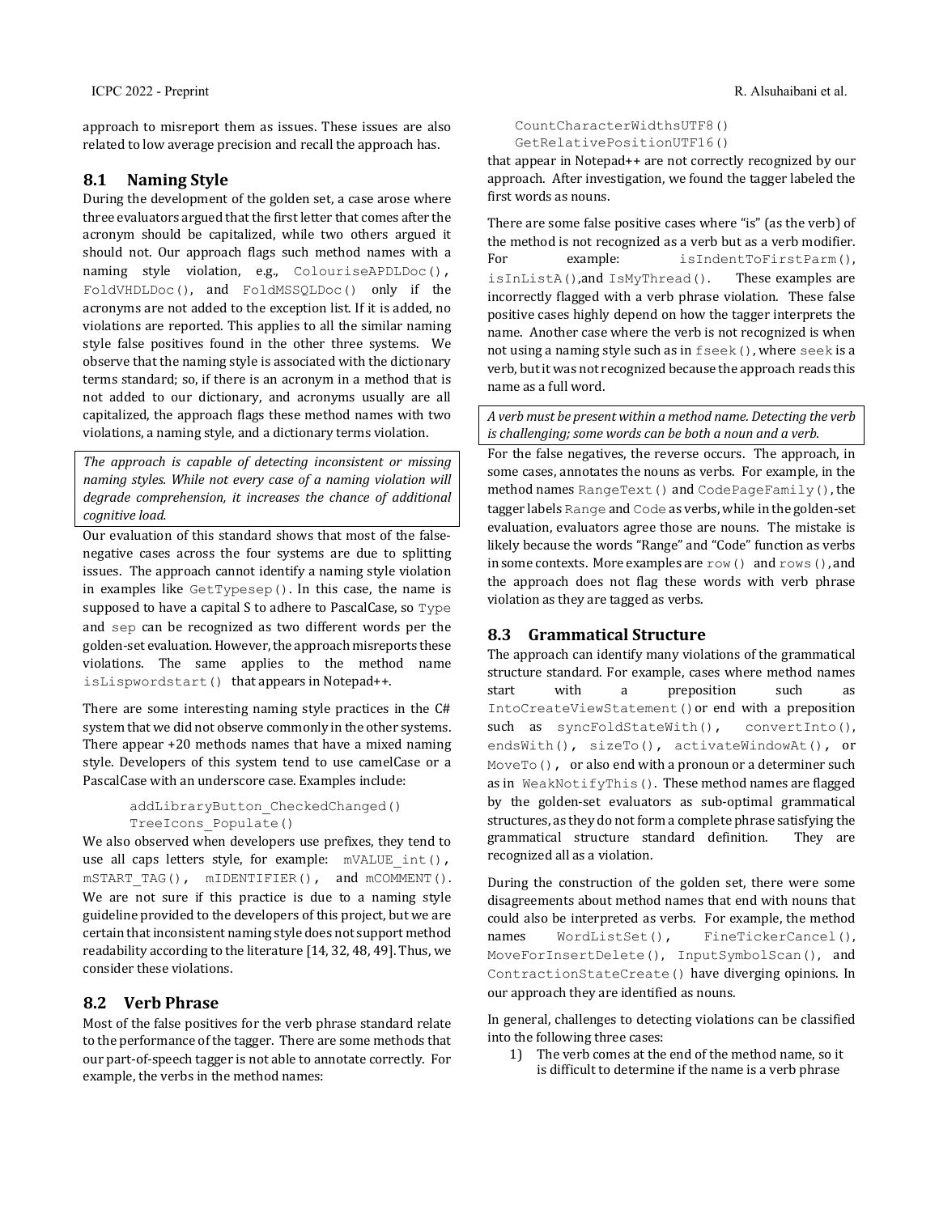approach to misreport them as issues. These issues are also related to low average precision and recall the approach has.

## 8.1 Naming Style

During the development of the golden set, a case arose where three evaluators argued that the first letter that comes after the acronym should be capitalized, while two others argued it should not. Our approach flags such method names with a naming style violation, e.g., `ColouriseAPDLDoc()`, `FoldVHDLDoc()`, and `FoldMSSQLDoc()` only if the acronyms are not added to the exception list. If it is added, no violations are reported. This applies to all the similar naming style false positives found in the other three systems. We observe that the naming style is associated with the dictionary terms standard; so, if there is an acronym in a method that is not added to our dictionary, and acronyms usually are all capitalized, the approach flags these method names with two violations, a naming style, and a dictionary terms violation.

> *The approach is capable of detecting inconsistent or missing naming styles. While not every case of a naming violation will degrade comprehension, it increases the chance of additional cognitive load.*

Our evaluation of this standard shows that most of the false-negative cases across the four systems are due to splitting issues. The approach cannot identify a naming style violation in examples like `GetTypesep()`. In this case, the name is supposed to have a capital S to adhere to PascalCase, so `Type` and `sep` can be recognized as two different words per the golden-set evaluation. However, the approach misreports these violations. The same applies to the method name `isLispwordstart()` that appears in Notepad++.

There are some interesting naming style practices in the C# system that we did not observe commonly in the other systems. There appear +20 methods names that have a mixed naming style. Developers of this system tend to use camelCase or a PascalCase with an underscore case. Examples include:

```
addLibraryButton_CheckedChanged()
TreeIcons_Populate()
```

We also observed when developers use prefixes, they tend to use all caps letters style, for example: `mVALUE_int()`, `mSTART_TAG()`, `mIDENTIFIER()`, and `mCOMMENT()`. We are not sure if this practice is due to a naming style guideline provided to the developers of this project, but we are certain that inconsistent naming style does not support method readability according to the literature [14, 32, 48, 49]. Thus, we consider these violations.

## 8.2 Verb Phrase

Most of the false positives for the verb phrase standard relate to the performance of the tagger. There are some methods that our part-of-speech tagger is not able to annotate correctly. For example, the verbs in the method names:

```
CountCharacterWidthsUTF8()
GetRelativePositionUTF16()
```

that appear in Notepad++ are not correctly recognized by our approach. After investigation, we found the tagger labeled the first words as nouns.

There are some false positive cases where "is" (as the verb) of the method is not recognized as a verb but as a verb modifier. For example: `isIndentToFirstParm()`, `isInListA()`,and `IsMyThread()`. These examples are incorrectly flagged with a verb phrase violation. These false positive cases highly depend on how the tagger interprets the name. Another case where the verb is not recognized is when not using a naming style such as in `fseek()`, where `seek` is a verb, but it was not recognized because the approach reads this name as a full word.

> *A verb must be present within a method name. Detecting the verb is challenging; some words can be both a noun and a verb.*

For the false negatives, the reverse occurs. The approach, in some cases, annotates the nouns as verbs. For example, in the method names `RangeText()` and `CodePageFamily()`, the tagger labels `Range` and `Code` as verbs, while in the golden-set evaluation, evaluators agree those are nouns. The mistake is likely because the words "Range" and "Code" function as verbs in some contexts. More examples are `row()` and `rows()`, and the approach does not flag these words with verb phrase violation as they are tagged as verbs.

## 8.3 Grammatical Structure

The approach can identify many violations of the grammatical structure standard. For example, cases where method names start with a preposition such as `IntoCreateViewStatement()` or end with a preposition such as `syncFoldStateWith()`, `convertInto()`, `endsWith()`, `sizeTo()`, `activateWindowAt()`, or `MoveTo()`, or also end with a pronoun or a determiner such as in `WeakNotifyThis()`. These method names are flagged by the golden-set evaluators as sub-optimal grammatical structures, as they do not form a complete phrase satisfying the grammatical structure standard definition. They are recognized all as a violation.

During the construction of the golden set, there were some disagreements about method names that end with nouns that could also be interpreted as verbs. For example, the method names `WordListSet()`, `FineTickerCancel()`, `MoveForInsertDelete()`, `InputSymbolScan()`, and `ContractionStateCreate()` have diverging opinions. In our approach they are identified as nouns.

In general, challenges to detecting violations can be classified into the following three cases:

1) The verb comes at the end of the method name, so it is difficult to determine if the name is a verb phrase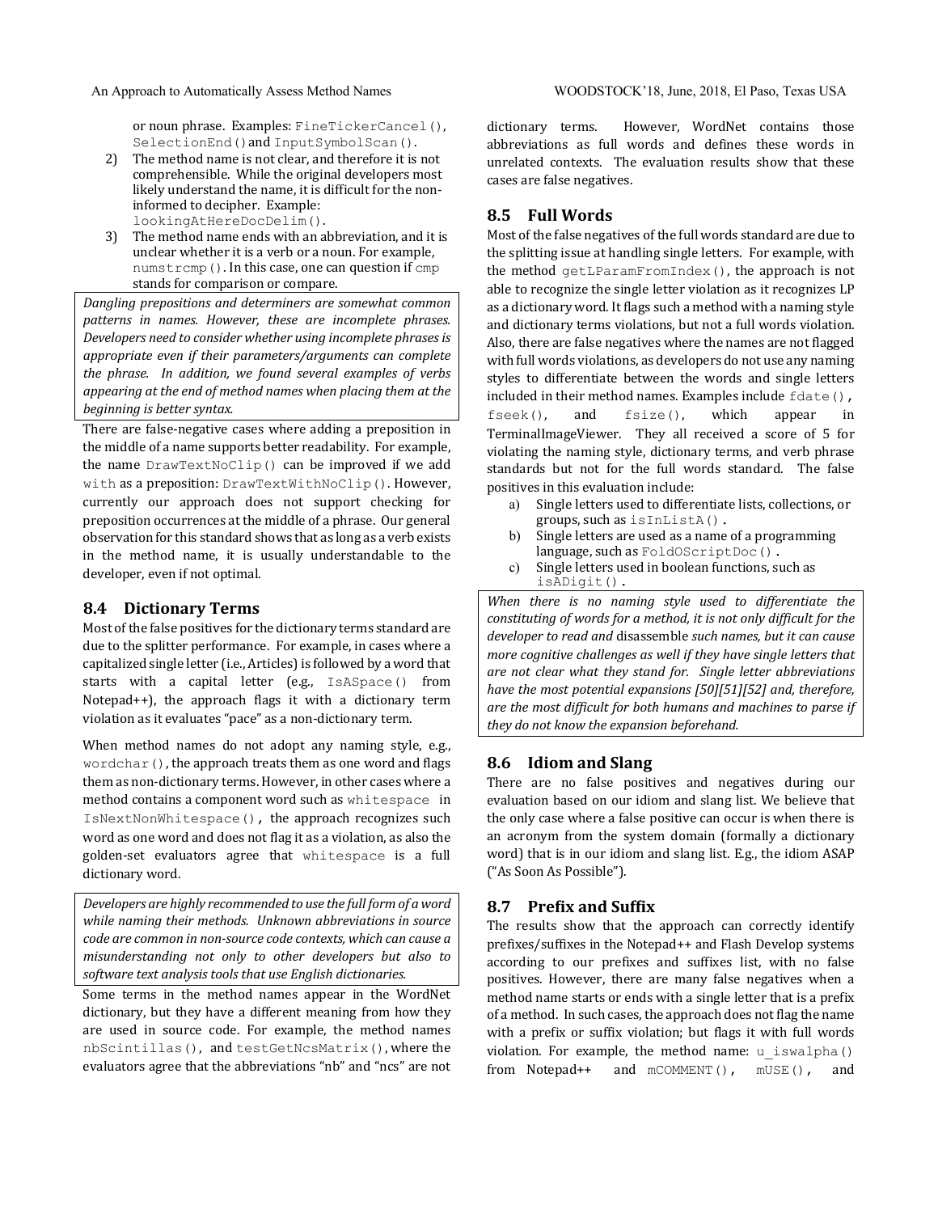or noun phrase. Examples: `FineTickerCancel()`, `SelectionEnd()` and `InputSymbolScan()`.

2) The method name is not clear, and therefore it is not comprehensible. While the original developers most likely understand the name, it is difficult for the non-informed to decipher. Example: `lookingAtHereDocDelim()`.
3) The method name ends with an abbreviation, and it is unclear whether it is a verb or a noun. For example, `numstrcmp()`. In this case, one can question if `cmp` stands for comparison or compare.

*Dangling prepositions and determiners are somewhat common patterns in names. However, these are incomplete phrases. Developers need to consider whether using incomplete phrases is appropriate even if their parameters/arguments can complete the phrase. In addition, we found several examples of verbs appearing at the end of method names when placing them at the beginning is better syntax.*

There are false-negative cases where adding a preposition in the middle of a name supports better readability. For example, the name `DrawTextNoClip()` can be improved if we add `with` as a preposition: `DrawTextWithNoClip()`. However, currently our approach does not support checking for preposition occurrences at the middle of a phrase. Our general observation for this standard shows that as long as a verb exists in the method name, it is usually understandable to the developer, even if not optimal.

## 8.4 Dictionary Terms

Most of the false positives for the dictionary terms standard are due to the splitter performance. For example, in cases where a capitalized single letter (i.e., Articles) is followed by a word that starts with a capital letter (e.g., `IsASpace()` from Notepad++), the approach flags it with a dictionary term violation as it evaluates "pace" as a non-dictionary term.

When method names do not adopt any naming style, e.g., `wordchar()`, the approach treats them as one word and flags them as non-dictionary terms. However, in other cases where a method contains a component word such as `whitespace` in `IsNextNonWhitespace()`, the approach recognizes such word as one word and does not flag it as a violation, as also the golden-set evaluators agree that `whitespace` is a full dictionary word.

*Developers are highly recommended to use the full form of a word while naming their methods. Unknown abbreviations in source code are common in non-source code contexts, which can cause a misunderstanding not only to other developers but also to software text analysis tools that use English dictionaries.*

Some terms in the method names appear in the WordNet dictionary, but they have a different meaning from how they are used in source code. For example, the method names `nbScintillas()`, and `testGetNcsMatrix()`, where the evaluators agree that the abbreviations "nb" and "ncs" are not dictionary terms. However, WordNet contains those abbreviations as full words and defines these words in unrelated contexts. The evaluation results show that these cases are false negatives.

## 8.5 Full Words

Most of the false negatives of the full words standard are due to the splitting issue at handling single letters. For example, with the method `getLParamFromIndex()`, the approach is not able to recognize the single letter violation as it recognizes LP as a dictionary word. It flags such a method with a naming style and dictionary terms violations, but not a full words violation. Also, there are false negatives where the names are not flagged with full words violations, as developers do not use any naming styles to differentiate between the words and single letters included in their method names. Examples include `fdate()`, `fseek()`, and `fsize()`, which appear in TerminalImageViewer. They all received a score of 5 for violating the naming style, dictionary terms, and verb phrase standards but not for the full words standard. The false positives in this evaluation include:

a) Single letters used to differentiate lists, collections, or groups, such as `isInListA()`.
b) Single letters are used as a name of a programming language, such as `FoldOScriptDoc()`.
c) Single letters used in boolean functions, such as `isADigit()`.

*When there is no naming style used to differentiate the constituting of words for a method, it is not only difficult for the developer to read and* disassemble *such names, but it can cause more cognitive challenges as well if they have single letters that are not clear what they stand for. Single letter abbreviations have the most potential expansions [50][51][52] and, therefore, are the most difficult for both humans and machines to parse if they do not know the expansion beforehand.*

## 8.6 Idiom and Slang

There are no false positives and negatives during our evaluation based on our idiom and slang list. We believe that the only case where a false positive can occur is when there is an acronym from the system domain (formally a dictionary word) that is in our idiom and slang list. E.g., the idiom ASAP ("As Soon As Possible").

## 8.7 Prefix and Suffix

The results show that the approach can correctly identify prefixes/suffixes in the Notepad++ and Flash Develop systems according to our prefixes and suffixes list, with no false positives. However, there are many false negatives when a method name starts or ends with a single letter that is a prefix of a method. In such cases, the approach does not flag the name with a prefix or suffix violation; but flags it with full words violation. For example, the method name: `u_iswalpha()` from Notepad++ and `mCOMMENT()`, `mUSE()`, and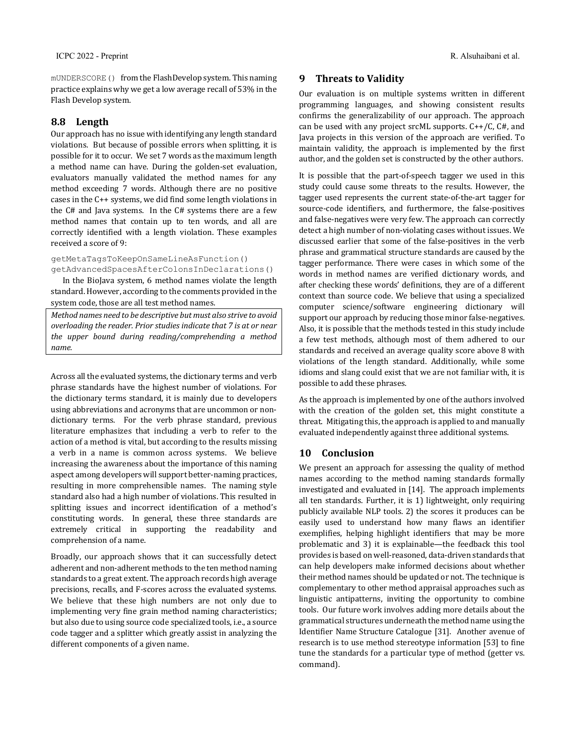`mUNDERSCORE()` from the FlashDevelop system. This naming practice explains why we get a low average recall of 53% in the Flash Develop system.

## 8.8 Length

Our approach has no issue with identifying any length standard violations. But because of possible errors when splitting, it is possible for it to occur. We set 7 words as the maximum length a method name can have. During the golden-set evaluation, evaluators manually validated the method names for any method exceeding 7 words. Although there are no positive cases in the C++ systems, we did find some length violations in the C# and Java systems. In the C# systems there are a few method names that contain up to ten words, and all are correctly identified with a length violation. These examples received a score of 9:

```
getMetaTagsToKeepOnSameLineAsFunction()
getAdvancedSpacesAfterColonsInDeclarations()
```

In the BioJava system, 6 method names violate the length standard. However, according to the comments provided in the system code, those are all test method names.

*Method names need to be descriptive but must also strive to avoid overloading the reader. Prior studies indicate that 7 is at or near the upper bound during reading/comprehending a method name.*

Across all the evaluated systems, the dictionary terms and verb phrase standards have the highest number of violations. For the dictionary terms standard, it is mainly due to developers using abbreviations and acronyms that are uncommon or non-dictionary terms. For the verb phrase standard, previous literature emphasizes that including a verb to refer to the action of a method is vital, but according to the results missing a verb in a name is common across systems. We believe increasing the awareness about the importance of this naming aspect among developers will support better-naming practices, resulting in more comprehensible names. The naming style standard also had a high number of violations. This resulted in splitting issues and incorrect identification of a method's constituting words. In general, these three standards are extremely critical in supporting the readability and comprehension of a name.

Broadly, our approach shows that it can successfully detect adherent and non-adherent methods to the ten method naming standards to a great extent. The approach records high average precisions, recalls, and F-scores across the evaluated systems. We believe that these high numbers are not only due to implementing very fine grain method naming characteristics; but also due to using source code specialized tools, i.e., a source code tagger and a splitter which greatly assist in analyzing the different components of a given name.

# 9 Threats to Validity

Our evaluation is on multiple systems written in different programming languages, and showing consistent results confirms the generalizability of our approach. The approach can be used with any project srcML supports. C++/C, C#, and Java projects in this version of the approach are verified. To maintain validity, the approach is implemented by the first author, and the golden set is constructed by the other authors.

It is possible that the part-of-speech tagger we used in this study could cause some threats to the results. However, the tagger used represents the current state-of-the-art tagger for source-code identifiers, and furthermore, the false-positives and false-negatives were very few. The approach can correctly detect a high number of non-violating cases without issues. We discussed earlier that some of the false-positives in the verb phrase and grammatical structure standards are caused by the tagger performance. There were cases in which some of the words in method names are verified dictionary words, and after checking these words' definitions, they are of a different context than source code. We believe that using a specialized computer science/software engineering dictionary will support our approach by reducing those minor false-negatives. Also, it is possible that the methods tested in this study include a few test methods, although most of them adhered to our standards and received an average quality score above 8 with violations of the length standard. Additionally, while some idioms and slang could exist that we are not familiar with, it is possible to add these phrases.

As the approach is implemented by one of the authors involved with the creation of the golden set, this might constitute a threat. Mitigating this, the approach is applied to and manually evaluated independently against three additional systems.

# 10 Conclusion

We present an approach for assessing the quality of method names according to the method naming standards formally investigated and evaluated in [14]. The approach implements all ten standards. Further, it is 1) lightweight, only requiring publicly available NLP tools. 2) the scores it produces can be easily used to understand how many flaws an identifier exemplifies, helping highlight identifiers that may be more problematic and 3) it is explainable—the feedback this tool provides is based on well-reasoned, data-driven standards that can help developers make informed decisions about whether their method names should be updated or not. The technique is complementary to other method appraisal approaches such as linguistic antipatterns, inviting the opportunity to combine tools. Our future work involves adding more details about the grammatical structures underneath the method name using the Identifier Name Structure Catalogue [31]. Another avenue of research is to use method stereotype information [53] to fine tune the standards for a particular type of method (getter vs. command).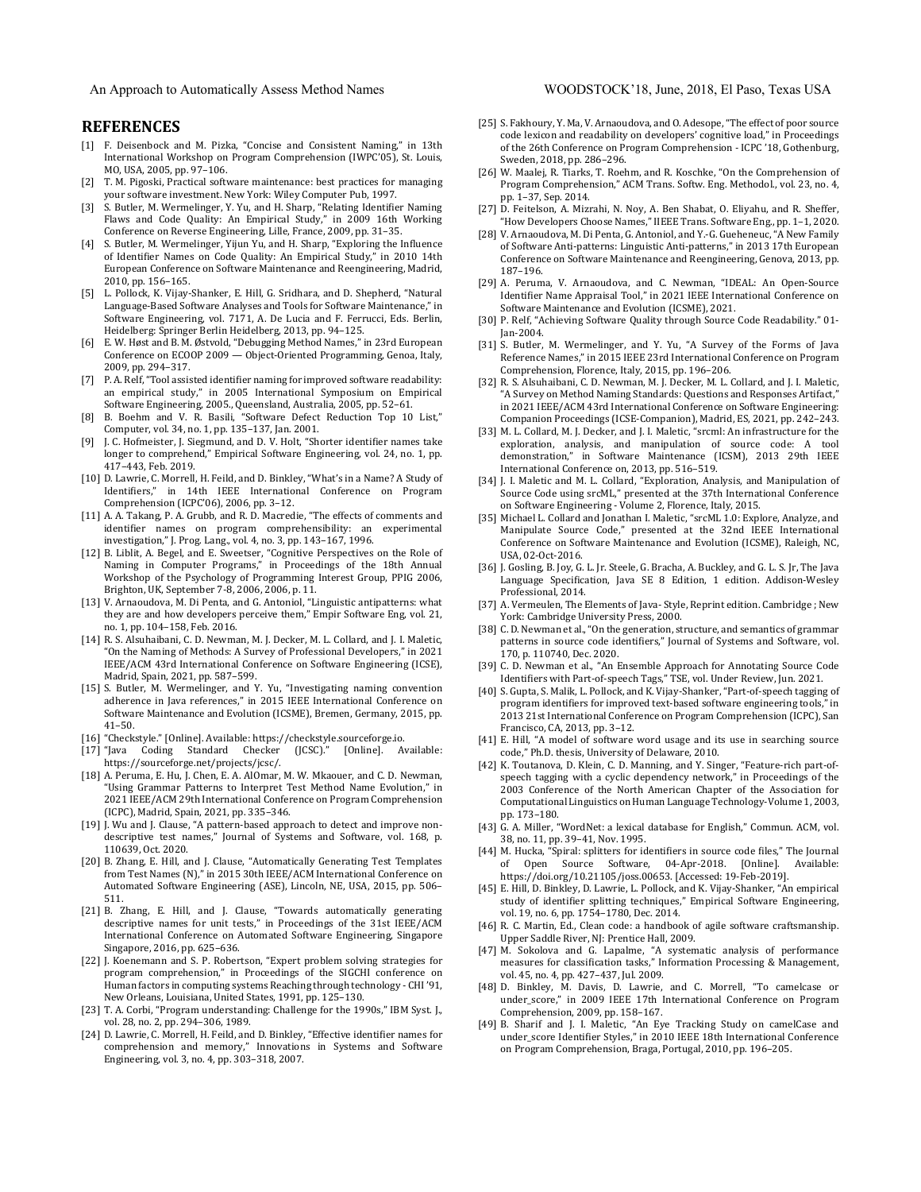## REFERENCES

[1] F. Deisenbock and M. Pizka, "Concise and Consistent Naming," in 13th International Workshop on Program Comprehension (IWPC'05), St. Louis, MO, USA, 2005, pp. 97–106.

[2] T. M. Pigoski, Practical software maintenance: best practices for managing your software investment. New York: Wiley Computer Pub, 1997.

[3] S. Butler, M. Wermelinger, Y. Yu, and H. Sharp, "Relating Identifier Naming Flaws and Code Quality: An Empirical Study," in 2009 16th Working Conference on Reverse Engineering, Lille, France, 2009, pp. 31–35.

[4] S. Butler, M. Wermelinger, Yijun Yu, and H. Sharp, "Exploring the Influence of Identifier Names on Code Quality: An Empirical Study," in 2010 14th European Conference on Software Maintenance and Reengineering, Madrid, 2010, pp. 156–165.

[5] L. Pollock, K. Vijay-Shanker, E. Hill, G. Sridhara, and D. Shepherd, "Natural Language-Based Software Analyses and Tools for Software Maintenance," in Software Engineering, vol. 7171, A. De Lucia and F. Ferrucci, Eds. Berlin, Heidelberg: Springer Berlin Heidelberg, 2013, pp. 94–125.

[6] E. W. Høst and B. M. Østvold, "Debugging Method Names," in 23rd European Conference on ECOOP 2009 — Object-Oriented Programming, Genoa, Italy, 2009, pp. 294–317.

[7] P. A. Relf, "Tool assisted identifier naming for improved software readability: an empirical study," in 2005 International Symposium on Empirical Software Engineering, 2005., Queensland, Australia, 2005, pp. 52–61.

[8] B. Boehm and V. R. Basili, "Software Defect Reduction Top 10 List," Computer, vol. 34, no. 1, pp. 135–137, Jan. 2001.

[9] J. C. Hofmeister, J. Siegmund, and D. V. Holt, "Shorter identifier names take longer to comprehend," Empirical Software Engineering, vol. 24, no. 1, pp. 417–443, Feb. 2019.

[10] D. Lawrie, C. Morrell, H. Feild, and D. Binkley, "What's in a Name? A Study of Identifiers," in 14th IEEE International Conference on Program Comprehension (ICPC'06), 2006, pp. 3–12.

[11] A. A. Takang, P. A. Grubb, and R. D. Macredie, "The effects of comments and identifier names on program comprehensibility: an experimental investigation," J. Prog. Lang., vol. 4, no. 3, pp. 143–167, 1996.

[12] B. Liblit, A. Begel, and E. Sweetser, "Cognitive Perspectives on the Role of Naming in Computer Programs," in Proceedings of the 18th Annual Workshop of the Psychology of Programming Interest Group, PPIG 2006, Brighton, UK, September 7-8, 2006, 2006, p. 11.

[13] V. Arnaoudova, M. Di Penta, and G. Antoniol, "Linguistic antipatterns: what they are and how developers perceive them," Empir Software Eng, vol. 21, no. 1, pp. 104–158, Feb. 2016.

[14] R. S. Alsuhaibani, C. D. Newman, M. J. Decker, M. L. Collard, and J. I. Maletic, "On the Naming of Methods: A Survey of Professional Developers," in 2021 IEEE/ACM 43rd International Conference on Software Engineering (ICSE), Madrid, Spain, 2021, pp. 587–599.

[15] S. Butler, M. Wermelinger, and Y. Yu, "Investigating naming convention adherence in Java references," in 2015 IEEE International Conference on Software Maintenance and Evolution (ICSME), Bremen, Germany, 2015, pp. 41–50.

[16] "Checkstyle." [Online]. Available: https://checkstyle.sourceforge.io.

[17] "Java Coding Standard Checker (JCSC)." [Online]. Available: https://sourceforge.net/projects/jcsc/.

[18] A. Peruma, E. Hu, J. Chen, E. A. AlOmar, M. W. Mkaouer, and C. D. Newman, "Using Grammar Patterns to Interpret Test Method Name Evolution," in 2021 IEEE/ACM 29th International Conference on Program Comprehension (ICPC), Madrid, Spain, 2021, pp. 335–346.

[19] J. Wu and J. Clause, "A pattern-based approach to detect and improve non-descriptive test names," Journal of Systems and Software, vol. 168, p. 110639, Oct. 2020.

[20] B. Zhang, E. Hill, and J. Clause, "Automatically Generating Test Templates from Test Names (N)," in 2015 30th IEEE/ACM International Conference on Automated Software Engineering (ASE), Lincoln, NE, USA, 2015, pp. 506–511.

[21] B. Zhang, E. Hill, and J. Clause, "Towards automatically generating descriptive names for unit tests," in Proceedings of the 31st IEEE/ACM International Conference on Automated Software Engineering, Singapore Singapore, 2016, pp. 625–636.

[22] J. Koenemann and S. P. Robertson, "Expert problem solving strategies for program comprehension," in Proceedings of the SIGCHI conference on Human factors in computing systems Reaching through technology - CHI '91, New Orleans, Louisiana, United States, 1991, pp. 125–130.

[23] T. A. Corbi, "Program understanding: Challenge for the 1990s," IBM Syst. J., vol. 28, no. 2, pp. 294–306, 1989.

[24] D. Lawrie, C. Morrell, H. Feild, and D. Binkley, "Effective identifier names for comprehension and memory," Innovations in Systems and Software Engineering, vol. 3, no. 4, pp. 303–318, 2007.

[25] S. Fakhoury, Y. Ma, V. Arnaoudova, and O. Adesope, "The effect of poor source code lexicon and readability on developers' cognitive load," in Proceedings of the 26th Conference on Program Comprehension - ICPC '18, Gothenburg, Sweden, 2018, pp. 286–296.

[26] W. Maalej, R. Tiarks, T. Roehm, and R. Koschke, "On the Comprehension of Program Comprehension," ACM Trans. Softw. Eng. Methodol., vol. 23, no. 4, pp. 1–37, Sep. 2014.

[27] D. Feitelson, A. Mizrahi, N. Noy, A. Ben Shabat, O. Eliyahu, and R. Sheffer, "How Developers Choose Names," IIEEE Trans. Software Eng., pp. 1–1, 2020.

[28] V. Arnaoudova, M. Di Penta, G. Antoniol, and Y.-G. Gueheneuc, "A New Family of Software Anti-patterns: Linguistic Anti-patterns," in 2013 17th European Conference on Software Maintenance and Reengineering, Genova, 2013, pp. 187–196.

[29] A. Peruma, V. Arnaoudova, and C. Newman, "IDEAL: An Open-Source Identifier Name Appraisal Tool," in 2021 IEEE International Conference on Software Maintenance and Evolution (ICSME), 2021.

[30] P. Relf, "Achieving Software Quality through Source Code Readability." 01-Jan-2004.

[31] S. Butler, M. Wermelinger, and Y. Yu, "A Survey of the Forms of Java Reference Names," in 2015 IEEE 23rd International Conference on Program Comprehension, Florence, Italy, 2015, pp. 196–206.

[32] R. S. Alsuhaibani, C. D. Newman, M. J. Decker, M. L. Collard, and J. I. Maletic, "A Survey on Method Naming Standards: Questions and Responses Artifact," in 2021 IEEE/ACM 43rd International Conference on Software Engineering: Companion Proceedings (ICSE-Companion), Madrid, ES, 2021, pp. 242–243.

[33] M. L. Collard, M. J. Decker, and J. I. Maletic, "srcml: An infrastructure for the exploration, analysis, and manipulation of source code: A tool demonstration," in Software Maintenance (ICSM), 2013 29th IEEE International Conference on, 2013, pp. 516–519.

[34] J. I. Maletic and M. L. Collard, "Exploration, Analysis, and Manipulation of Source Code using srcML," presented at the 37th International Conference on Software Engineering - Volume 2, Florence, Italy, 2015.

[35] Michael L. Collard and Jonathan I. Maletic, "srcML 1.0: Explore, Analyze, and Manipulate Source Code," presented at the 32nd IEEE International Conference on Software Maintenance and Evolution (ICSME), Raleigh, NC, USA, 02-Oct-2016.

[36] J. Gosling, B. Joy, G. L. Jr. Steele, G. Bracha, A. Buckley, and G. L. S. Jr, The Java Language Specification, Java SE 8 Edition, 1 edition. Addison-Wesley Professional, 2014.

[37] A. Vermeulen, The Elements of Java- Style, Reprint edition. Cambridge ; New York: Cambridge University Press, 2000.

[38] C. D. Newman et al., "On the generation, structure, and semantics of grammar patterns in source code identifiers," Journal of Systems and Software, vol. 170, p. 110740, Dec. 2020.

[39] C. D. Newman et al., "An Ensemble Approach for Annotating Source Code Identifiers with Part-of-speech Tags," TSE, vol. Under Review, Jun. 2021.

[40] S. Gupta, S. Malik, L. Pollock, and K. Vijay-Shanker, "Part-of-speech tagging of program identifiers for improved text-based software engineering tools," in 2013 21st International Conference on Program Comprehension (ICPC), San Francisco, CA, 2013, pp. 3–12.

[41] E. Hill, "A model of software word usage and its use in searching source code," Ph.D. thesis, University of Delaware, 2010.

[42] K. Toutanova, D. Klein, C. D. Manning, and Y. Singer, "Feature-rich part-of-speech tagging with a cyclic dependency network," in Proceedings of the 2003 Conference of the North American Chapter of the Association for Computational Linguistics on Human Language Technology-Volume 1, 2003, pp. 173–180.

[43] G. A. Miller, "WordNet: a lexical database for English," Commun. ACM, vol. 38, no. 11, pp. 39–41, Nov. 1995.

[44] M. Hucka, "Spiral: splitters for identifiers in source code files," The Journal of Open Source Software, 04-Apr-2018. [Online]. Available: https://doi.org/10.21105/joss.00653. [Accessed: 19-Feb-2019].

[45] E. Hill, D. Binkley, D. Lawrie, L. Pollock, and K. Vijay-Shanker, "An empirical study of identifier splitting techniques," Empirical Software Engineering, vol. 19, no. 6, pp. 1754–1780, Dec. 2014.

[46] R. C. Martin, Ed., Clean code: a handbook of agile software craftsmanship. Upper Saddle River, NJ: Prentice Hall, 2009.

[47] M. Sokolova and G. Lapalme, "A systematic analysis of performance measures for classification tasks," Information Processing & Management, vol. 45, no. 4, pp. 427–437, Jul. 2009.

[48] D. Binkley, M. Davis, D. Lawrie, and C. Morrell, "To camelcase or under_score," in 2009 IEEE 17th International Conference on Program Comprehension, 2009, pp. 158–167.

[49] B. Sharif and J. I. Maletic, "An Eye Tracking Study on camelCase and under_score Identifier Styles," in 2010 IEEE 18th International Conference on Program Comprehension, Braga, Portugal, 2010, pp. 196–205.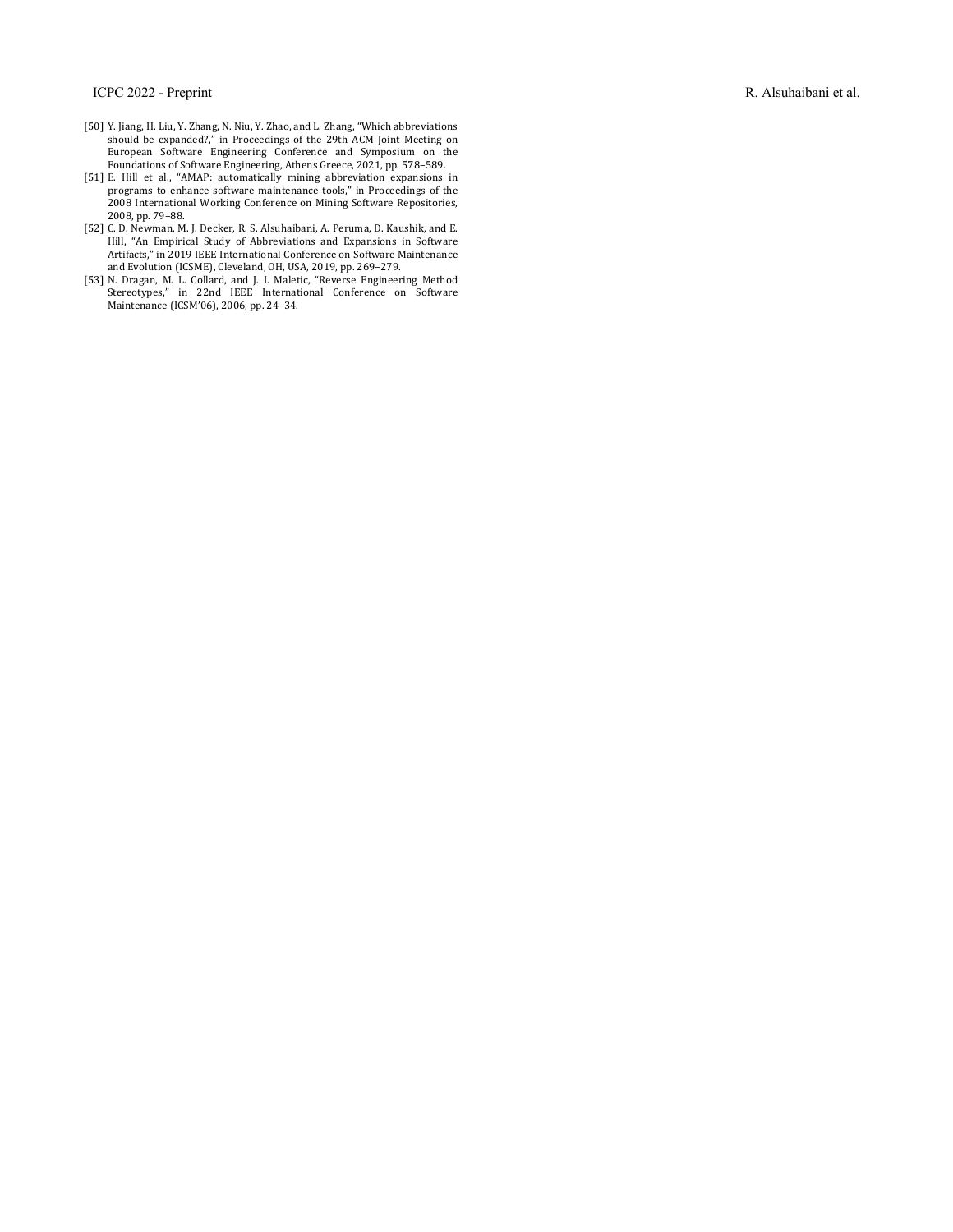[50] Y. Jiang, H. Liu, Y. Zhang, N. Niu, Y. Zhao, and L. Zhang, "Which abbreviations should be expanded?," in Proceedings of the 29th ACM Joint Meeting on European Software Engineering Conference and Symposium on the Foundations of Software Engineering, Athens Greece, 2021, pp. 578–589.

[51] E. Hill et al., "AMAP: automatically mining abbreviation expansions in programs to enhance software maintenance tools," in Proceedings of the 2008 International Working Conference on Mining Software Repositories, 2008, pp. 79–88.

[52] C. D. Newman, M. J. Decker, R. S. Alsuhaibani, A. Peruma, D. Kaushik, and E. Hill, "An Empirical Study of Abbreviations and Expansions in Software Artifacts," in 2019 IEEE International Conference on Software Maintenance and Evolution (ICSME), Cleveland, OH, USA, 2019, pp. 269–279.

[53] N. Dragan, M. L. Collard, and J. I. Maletic, "Reverse Engineering Method Stereotypes," in 22nd IEEE International Conference on Software Maintenance (ICSM'06), 2006, pp. 24–34.